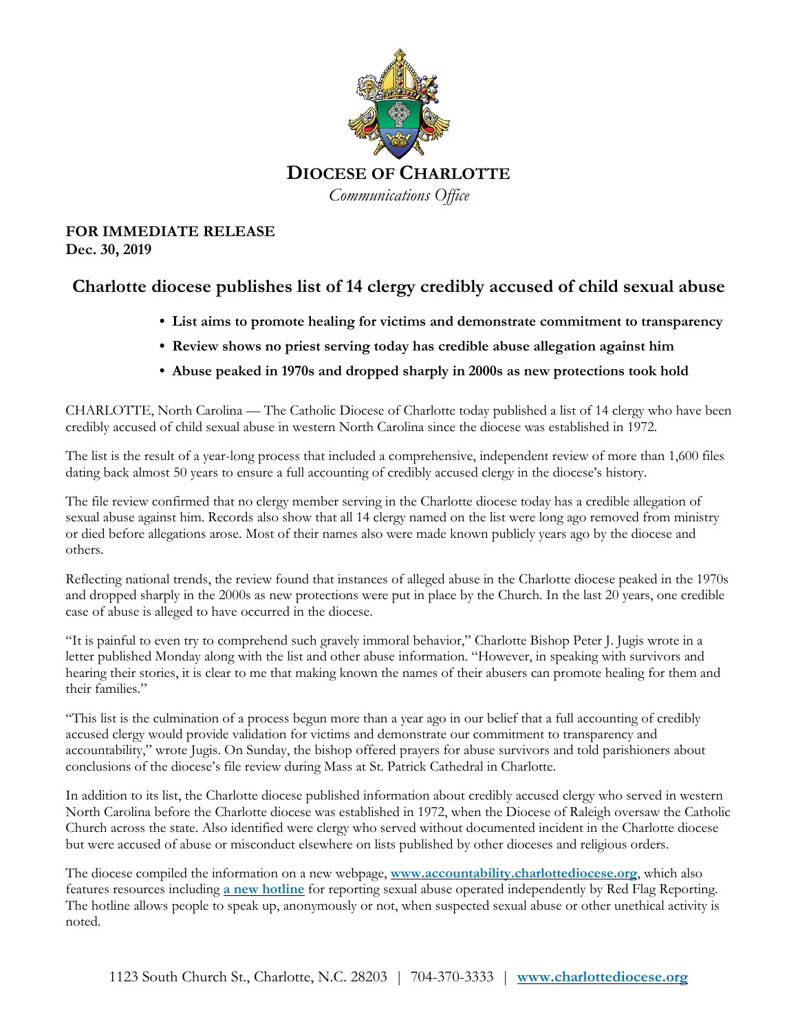**DIOCESE OF CHARLOTTE**
*Communications Office*

**FOR IMMEDIATE RELEASE**
**Dec. 30, 2019**

# Charlotte diocese publishes list of 14 clergy credibly accused of child sexual abuse

- **List aims to promote healing for victims and demonstrate commitment to transparency**
- **Review shows no priest serving today has credible abuse allegation against him**
- **Abuse peaked in 1970s and dropped sharply in 2000s as new protections took hold**

CHARLOTTE, North Carolina — The Catholic Diocese of Charlotte today published a list of 14 clergy who have been credibly accused of child sexual abuse in western North Carolina since the diocese was established in 1972.

The list is the result of a year-long process that included a comprehensive, independent review of more than 1,600 files dating back almost 50 years to ensure a full accounting of credibly accused clergy in the diocese's history.

The file review confirmed that no clergy member serving in the Charlotte diocese today has a credible allegation of sexual abuse against him. Records also show that all 14 clergy named on the list were long ago removed from ministry or died before allegations arose. Most of their names also were made known publicly years ago by the diocese and others.

Reflecting national trends, the review found that instances of alleged abuse in the Charlotte diocese peaked in the 1970s and dropped sharply in the 2000s as new protections were put in place by the Church. In the last 20 years, one credible case of abuse is alleged to have occurred in the diocese.

"It is painful to even try to comprehend such gravely immoral behavior," Charlotte Bishop Peter J. Jugis wrote in a letter published Monday along with the list and other abuse information. "However, in speaking with survivors and hearing their stories, it is clear to me that making known the names of their abusers can promote healing for them and their families."

"This list is the culmination of a process begun more than a year ago in our belief that a full accounting of credibly accused clergy would provide validation for victims and demonstrate our commitment to transparency and accountability," wrote Jugis. On Sunday, the bishop offered prayers for abuse survivors and told parishioners about conclusions of the diocese's file review during Mass at St. Patrick Cathedral in Charlotte.

In addition to its list, the Charlotte diocese published information about credibly accused clergy who served in western North Carolina before the Charlotte diocese was established in 1972, when the Diocese of Raleigh oversaw the Catholic Church across the state. Also identified were clergy who served without documented incident in the Charlotte diocese but were accused of abuse or misconduct elsewhere on lists published by other dioceses and religious orders.

The diocese compiled the information on a new webpage, **www.accountability.charlottediocese.org**, which also features resources including **a new hotline** for reporting sexual abuse operated independently by Red Flag Reporting. The hotline allows people to speak up, anonymously or not, when suspected sexual abuse or other unethical activity is noted.

1123 South Church St., Charlotte, N.C. 28203 | 704-370-3333 | **www.charlottediocese.org**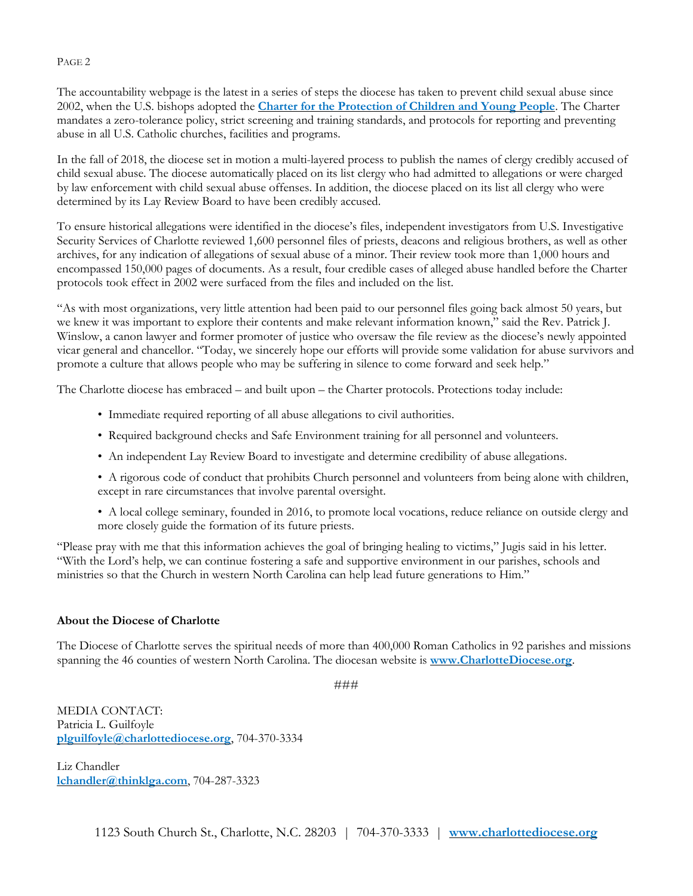The accountability webpage is the latest in a series of steps the diocese has taken to prevent child sexual abuse since 2002, when the U.S. bishops adopted the **Charter for the Protection of Children and Young People**. The Charter mandates a zero-tolerance policy, strict screening and training standards, and protocols for reporting and preventing abuse in all U.S. Catholic churches, facilities and programs.

In the fall of 2018, the diocese set in motion a multi-layered process to publish the names of clergy credibly accused of child sexual abuse. The diocese automatically placed on its list clergy who had admitted to allegations or were charged by law enforcement with child sexual abuse offenses. In addition, the diocese placed on its list all clergy who were determined by its Lay Review Board to have been credibly accused.

To ensure historical allegations were identified in the diocese's files, independent investigators from U.S. Investigative Security Services of Charlotte reviewed 1,600 personnel files of priests, deacons and religious brothers, as well as other archives, for any indication of allegations of sexual abuse of a minor. Their review took more than 1,000 hours and encompassed 150,000 pages of documents. As a result, four credible cases of alleged abuse handled before the Charter protocols took effect in 2002 were surfaced from the files and included on the list.

"As with most organizations, very little attention had been paid to our personnel files going back almost 50 years, but we knew it was important to explore their contents and make relevant information known," said the Rev. Patrick J. Winslow, a canon lawyer and former promoter of justice who oversaw the file review as the diocese's newly appointed vicar general and chancellor. "Today, we sincerely hope our efforts will provide some validation for abuse survivors and promote a culture that allows people who may be suffering in silence to come forward and seek help."

The Charlotte diocese has embraced – and built upon – the Charter protocols. Protections today include:

- Immediate required reporting of all abuse allegations to civil authorities.
- Required background checks and Safe Environment training for all personnel and volunteers.
- An independent Lay Review Board to investigate and determine credibility of abuse allegations.
- A rigorous code of conduct that prohibits Church personnel and volunteers from being alone with children, except in rare circumstances that involve parental oversight.
- A local college seminary, founded in 2016, to promote local vocations, reduce reliance on outside clergy and more closely guide the formation of its future priests.

"Please pray with me that this information achieves the goal of bringing healing to victims," Jugis said in his letter. "With the Lord's help, we can continue fostering a safe and supportive environment in our parishes, schools and ministries so that the Church in western North Carolina can help lead future generations to Him."

**About the Diocese of Charlotte**

The Diocese of Charlotte serves the spiritual needs of more than 400,000 Roman Catholics in 92 parishes and missions spanning the 46 counties of western North Carolina. The diocesan website is **www.CharlotteDiocese.org**.

###

MEDIA CONTACT:
Patricia L. Guilfoyle
**plguilfoyle@charlottediocese.org**, 704-370-3334

Liz Chandler
**lchandler@thinklga.com**, 704-287-3323

1123 South Church St., Charlotte, N.C. 28203 | 704-370-3333 | **www.charlottediocese.org**